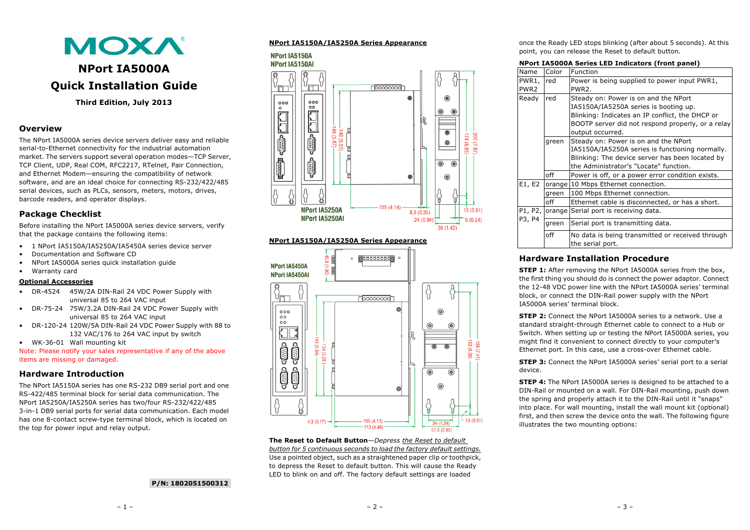# MOXA

# NPort IA5000A Quick Installation Guide

**Third Edition, July 2013**

## Overview

The NPort IA5000A series device servers deliver easy and reliable serial-to-Ethernet connectivity for the industrial automation market. The servers support several operation modes—TCP Server, TCP Client, UDP, Real COM, RFC2217, RTelnet, Pair Connection, and Ethernet Modem—ensuring the compatibility of network software, and are an ideal choice for connecting RS-232/422/485 serial devices, such as PLCs, sensors, meters, motors, drives, barcode readers, and operator displays.

## Package Checklist

Before installing the NPort IA5000A series device servers, verify that the package contains the following items:

- 1 NPort IA5150A/IA5250A/IA5450A series device server
- Documentation and Software CD
- NPort IA5000A series quick installation guide
- Warranty card

**Optional Accessories**

- DR-4524 45W/2A DIN-Rail 24 VDC Power Supply with universal 85 to 264 VAC input
- DR-75-24 75W/3.2A DIN-Rail 24 VDC Power Supply with universal 85 to 264 VAC input
- DR-120-24 120W/5A DIN-Rail 24 VDC Power Supply with 88 to 132 VAC/176 to 264 VAC input by switch
- WK-36-01 Wall mounting kit

Note: Please notify your sales representative if any of the above items are missing or damaged.

## Hardware Introduction

The NPort IA5150A series has one RS-232 DB9 serial port and one RS-422/485 terminal block for serial data communication. The NPort IA5250A/IA5250A series has two/four RS-232/422/485 3-in-1 DB9 serial ports for serial data communication. Each model has one 8-contact screw-type terminal block, which is located on the top for power input and relay output.

P/N: 1802051500312

**NPort IA5150A/IA5250A Series Appearance**

NPort IA5150A / NPort IA5150AI; NPort IA5250A / NPort IA5250AI — dimensions: 140 (5.51), 149 (5.87), 105 (4.14), 8.8 (0.35), 24 (0.94), 200 (7.87), 174 (6.85), 13 (0.51), 6 (0.24), 36 (1.42)

**NPort IA5150A/IA5250A Series Appearance**

NPort IA5450A / NPort IA5450AI — dimensions: 45.8 (1.80), 143 (5.64), 134 (5.28), 182 (6.38), 188 (7.41), 4.3 (0.17), 105 (4.13), 113 (4.48), 34 (1.34), 51.6 (2.03), 13 (0.51)

**The Reset to Default Button**—*Depress the Reset to default button for 5 continuous seconds to load the factory default settings.* Use a pointed object, such as a straightened paper clip or toothpick, to depress the Reset to default button. This will cause the Ready LED to blink on and off. The factory default settings are loaded once the Ready LED stops blinking (after about 5 seconds). At this point, you can release the Reset to default button.

**NPort IA5000A Series LED Indicators (front panel)**

| Name | Color | Function |
|---|---|---|
| PWR1, PWR2 | red | Power is being supplied to power input PWR1, PWR2. |
| Ready | red | Steady on: Power is on and the NPort IA5150A/IA5250A series is booting up. Blinking: Indicates an IP conflict, the DHCP or BOOTP server did not respond properly, or a relay output occurred. |
| | green | Steady on: Power is on and the NPort IA5150A/IA5250A series is functioning normally. Blinking: The device server has been located by the Administrator's "Locate" function. |
| | off | Power is off, or a power error condition exists. |
| E1, E2 | orange | 10 Mbps Ethernet connection. |
| | green | 100 Mbps Ethernet connection. |
| | off | Ethernet cable is disconnected, or has a short. |
| P1, P2, P3, P4 | orange | Serial port is receiving data. |
| | green | Serial port is transmitting data. |
| | off | No data is being transmitted or received through the serial port. |

## Hardware Installation Procedure

**STEP 1:** After removing the NPort IA5000A series from the box, the first thing you should do is connect the power adaptor. Connect the 12-48 VDC power line with the NPort IA5000A series' terminal block, or connect the DIN-Rail power supply with the NPort IA5000A series' terminal block.

**STEP 2:** Connect the NPort IA5000A series to a network. Use a standard straight-through Ethernet cable to connect to a Hub or Switch. When setting up or testing the NPort IA5000A series, you might find it convenient to connect directly to your computer's Ethernet port. In this case, use a cross-over Ethernet cable.

**STEP 3:** Connect the NPort IA5000A series' serial port to a serial device.

**STEP 4:** The NPort IA5000A series is designed to be attached to a DIN-Rail or mounted on a wall. For DIN-Rail mounting, push down the spring and properly attach it to the DIN-Rail until it "snaps" into place. For wall mounting, install the wall mount kit (optional) first, and then screw the device onto the wall. The following figure illustrates the two mounting options: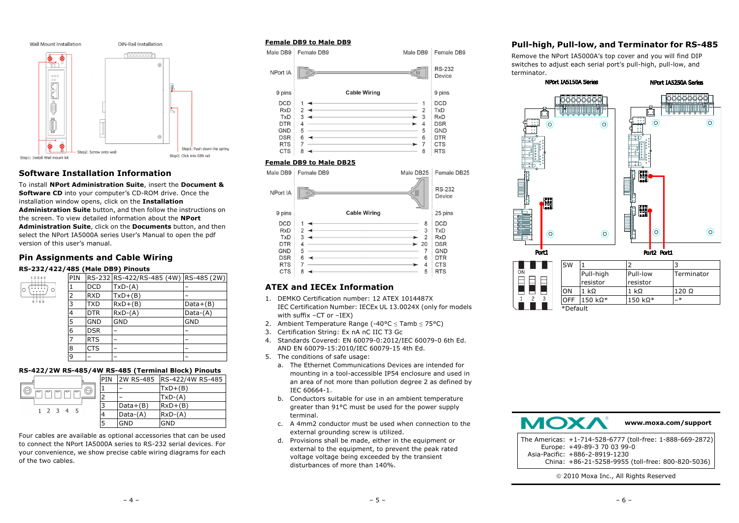Wall Mount Installation

DIN-Rail Installation

Step1: Install Wall mount kit

Step2: Screw onto wall

Step1: Push down the spring

Step2: Click into DIN rail

## Software Installation Information

To install **NPort Administration Suite**, insert the **Document & Software CD** into your computer's CD-ROM drive. Once the installation window opens, click on the **Installation** button, and then follow the instructions on the screen. To view detailed information about the **NPort Administration Suite**, click on the **Documents** button, and then select the NPort IA5000A series User's Manual to open the pdf version of this user's manual.

## Pin Assignments and Cable Wiring

### RS-232/422/485 (Male DB9) Pinouts

| PIN | RS-232 | RS-422/RS-485 (4W) | RS-485 (2W) |
|---|---|---|---|
| 1 | DCD | TxD-(A) | – |
| 2 | RXD | TxD+(B) | – |
| 3 | TXD | RxD+(B) | Data+(B) |
| 4 | DTR | RxD-(A) | Data-(A) |
| 5 | GND | GND | GND |
| 6 | DSR | – | – |
| 7 | RTS | – | – |
| 8 | CTS | – | – |
| 9 | – | – | – |

### RS-422/2W RS-485/4W RS-485 (Terminal Block) Pinouts

| PIN | 2W RS-485 | RS-422/4W RS-485 |
|---|---|---|
| 1 | – | TxD+(B) |
| 2 | – | TxD-(A) |
| 3 | Data+(B) | RxD+(B) |
| 4 | Data-(A) | RxD-(A) |
| 5 | GND | GND |

Four cables are available as optional accessories that can be used to connect the NPort IA5000A series to RS-232 serial devices. For your convenience, we show precise cable wiring diagrams for each of the two cables.

### Female DB9 to Male DB9

Male DB9 | Female DB9 — Male DB9 | Female DB9

NPort IA — RS-232 Device

Cable Wiring

| 9 pins | | | 9 pins |
|---|---|---|---|
| DCD | 1 | 1 | DCD |
| RxD | 2 | 2 | TxD |
| TxD | 3 | 3 | RxD |
| DTR | 4 | 4 | DSR |
| GND | 5 | 5 | GND |
| DSR | 6 | 6 | DTR |
| RTS | 7 | 7 | CTS |
| CTS | 8 | 8 | RTS |

### Female DB9 to Male DB25

Male DB9 | Female DB9 — Male DB25 | Female DB25

NPort IA — RS-232 Device

Cable Wiring

| 9 pins | | | 25 pins |
|---|---|---|---|
| DCD | 1 | 8 | DCD |
| RxD | 2 | 3 | TxD |
| TxD | 3 | 2 | RxD |
| DTR | 4 | 20 | DSR |
| GND | 5 | 7 | GND |
| DSR | 6 | 6 | DTR |
| RTS | 7 | 4 | CTS |
| CTS | 8 | 5 | RTS |

## ATEX and IECEx Information

1. DEMKO Certification number: 12 ATEX 1014487X
   IEC Certification Number: IECEx UL 13.0024X (only for models with suffix –CT or –IEX)
2. Ambient Temperature Range (-40°C ≤ Tamb ≤ 75°C)
3. Certification String: Ex nA nC IIC T3 Gc
4. Standards Covered: EN 60079-0:2012/IEC 60079-0 6th Ed. AND EN 60079-15:2010/IEC 60079-15 4th Ed.
5. The conditions of safe usage:
   a. The Ethernet Communications Devices are intended for mounting in a tool-accessible IP54 enclosure and used in an area of not more than pollution degree 2 as defined by IEC 60664-1.
   b. Conductors suitable for use in an ambient temperature greater than 91°C must be used for the power supply terminal.
   c. A 4mm2 conductor must be used when connection to the external grounding screw is utilized.
   d. Provisions shall be made, either in the equipment or external to the equipment, to prevent the peak rated voltage being exceeded by the transient disturbances of more than 140%.

## Pull-high, Pull-low, and Terminator for RS-485

Remove the NPort IA5000A's top cover and you will find DIP switches to adjust each serial port's pull-high, pull-low, and terminator.

NPort IA5150A Series — Port1

NPort IA5250A Series — Port2 Port1

| SW | 1 | 2 | 3 |
|---|---|---|---|
| | Pull-high resistor | Pull-low resistor | Terminator |
| ON | 1 kΩ | 1 kΩ | 120 Ω |
| OFF | 150 kΩ* | 150 kΩ* | –* |

*Default

MOXA® www.moxa.com/support

The Americas: +1-714-528-6777 (toll-free: 1-888-669-2872)
Europe: +49-89-3 70 03 99-0
Asia-Pacific: +886-2-8919-1230
China: +86-21-5258-9955 (toll-free: 800-820-5036)

© 2010 Moxa Inc., All Rights Reserved